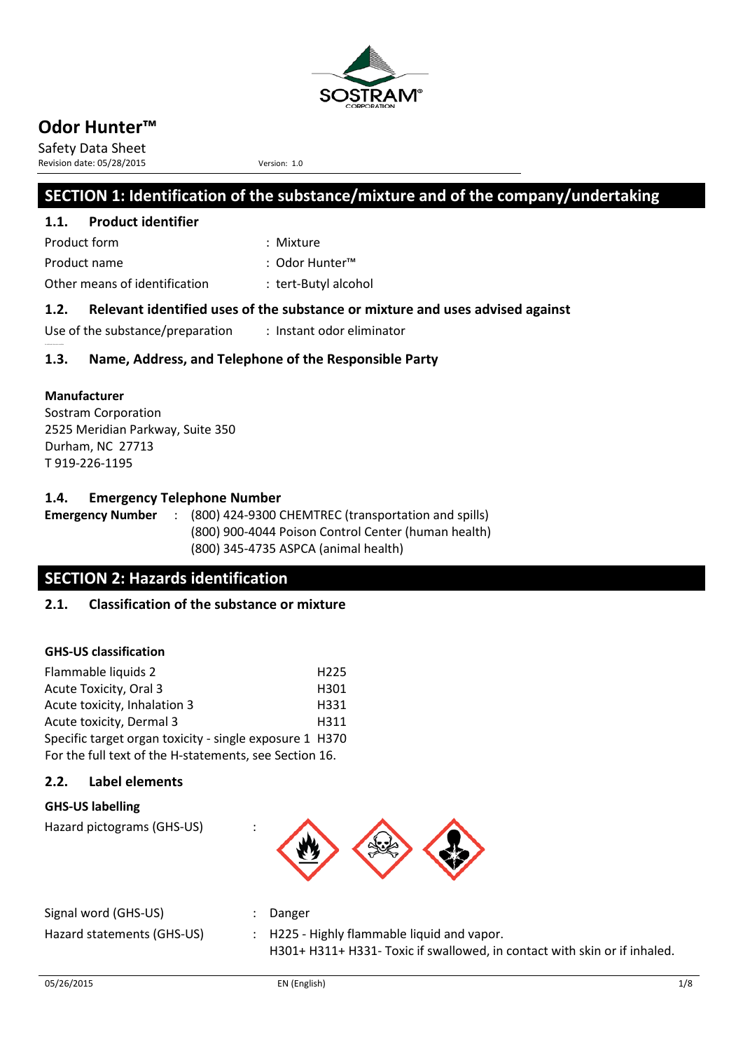# Odor Hunter™

Safety Data Sheet

Revision date: 05/28/2015 Version: 1.0

## SECTION 1: Identification of the substance/mixture and of the company/undertaking

### 1.1. Product identifier

Product form : Mixture

Product name : Odor Hunter™

Other means of identification : tert-Butyl alcohol

### 1.2. Relevant identified uses of the substance or mixture and uses advised against

Use of the substance/preparation : Instant odor eliminator

### 1.3. Name, Address, and Telephone of the Responsible Party

**Manufacturer**

Sostram Corporation
2525 Meridian Parkway, Suite 350
Durham, NC 27713
T 919-226-1195

### 1.4. Emergency Telephone Number

**Emergency Number** : (800) 424-9300 CHEMTREC (transportation and spills)
(800) 900-4044 Poison Control Center (human health)
(800) 345-4735 ASPCA (animal health)

## SECTION 2: Hazards identification

### 2.1. Classification of the substance or mixture

**GHS-US classification**

| | |
|---|---|
| Flammable liquids 2 | H225 |
| Acute Toxicity, Oral 3 | H301 |
| Acute toxicity, Inhalation 3 | H331 |
| Acute toxicity, Dermal 3 | H311 |
| Specific target organ toxicity - single exposure 1 | H370 |

For the full text of the H-statements, see Section 16.

### 2.2. Label elements

**GHS-US labelling**

Hazard pictograms (GHS-US) :

Signal word (GHS-US) : Danger

Hazard statements (GHS-US) : H225 - Highly flammable liquid and vapor.
H301+ H311+ H331- Toxic if swallowed, in contact with skin or if inhaled.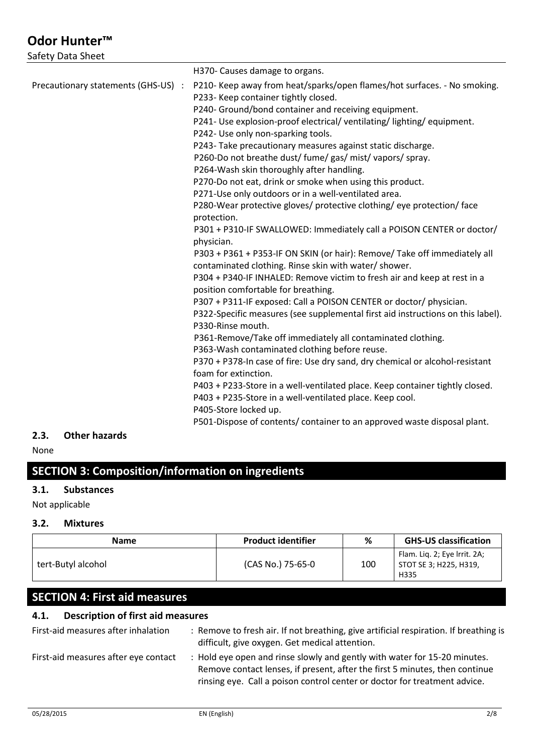H370- Causes damage to organs.

Precautionary statements (GHS-US) :

P210- Keep away from heat/sparks/open flames/hot surfaces. - No smoking.
P233- Keep container tightly closed.
P240- Ground/bond container and receiving equipment.
P241- Use explosion-proof electrical/ ventilating/ lighting/ equipment.
P242- Use only non-sparking tools.
P243- Take precautionary measures against static discharge.
P260-Do not breathe dust/ fume/ gas/ mist/ vapors/ spray.
P264-Wash skin thoroughly after handling.
P270-Do not eat, drink or smoke when using this product.
P271-Use only outdoors or in a well-ventilated area.
P280-Wear protective gloves/ protective clothing/ eye protection/ face protection.
P301 + P310-IF SWALLOWED: Immediately call a POISON CENTER or doctor/ physician.
P303 + P361 + P353-IF ON SKIN (or hair): Remove/ Take off immediately all contaminated clothing. Rinse skin with water/ shower.
P304 + P340-IF INHALED: Remove victim to fresh air and keep at rest in a position comfortable for breathing.
P307 + P311-IF exposed: Call a POISON CENTER or doctor/ physician.
P322-Specific measures (see supplemental first aid instructions on this label).
P330-Rinse mouth.
P361-Remove/Take off immediately all contaminated clothing.
P363-Wash contaminated clothing before reuse.
P370 + P378-In case of fire: Use dry sand, dry chemical or alcohol-resistant foam for extinction.
P403 + P233-Store in a well-ventilated place. Keep container tightly closed.
P403 + P235-Store in a well-ventilated place. Keep cool.
P405-Store locked up.
P501-Dispose of contents/ container to an approved waste disposal plant.

### 2.3. Other hazards

None

## SECTION 3: Composition/information on ingredients

### 3.1. Substances

Not applicable

### 3.2. Mixtures

| Name | Product identifier | % | GHS-US classification |
|---|---|---|---|
| tert-Butyl alcohol | (CAS No.) 75-65-0 | 100 | Flam. Liq. 2; Eye Irrit. 2A; STOT SE 3; H225, H319, H335 |

## SECTION 4: First aid measures

### 4.1. Description of first aid measures

First-aid measures after inhalation : Remove to fresh air. If not breathing, give artificial respiration. If breathing is difficult, give oxygen. Get medical attention.

First-aid measures after eye contact : Hold eye open and rinse slowly and gently with water for 15-20 minutes. Remove contact lenses, if present, after the first 5 minutes, then continue rinsing eye. Call a poison control center or doctor for treatment advice.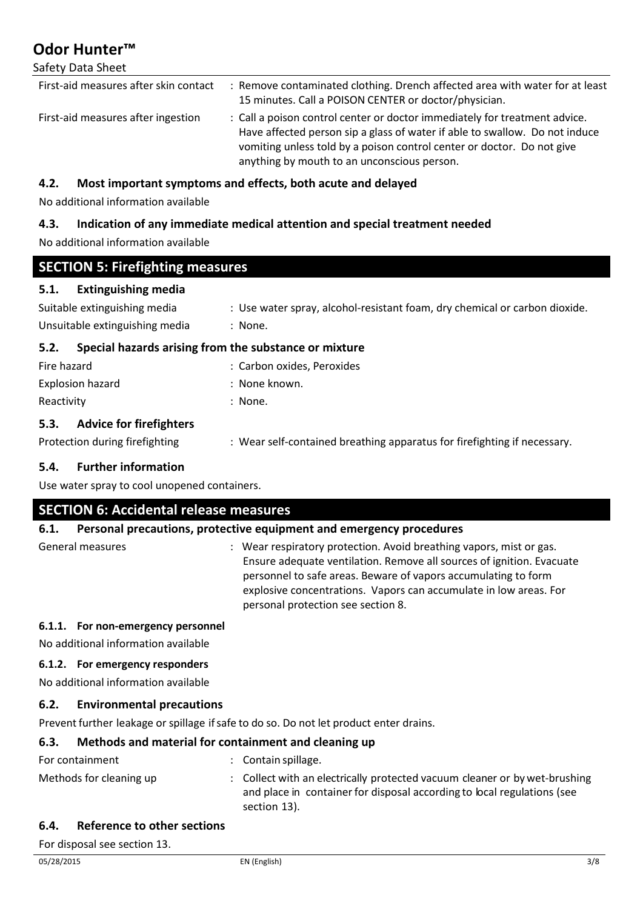First-aid measures after skin contact : Remove contaminated clothing. Drench affected area with water for at least 15 minutes. Call a POISON CENTER or doctor/physician.

First-aid measures after ingestion : Call a poison control center or doctor immediately for treatment advice. Have affected person sip a glass of water if able to swallow. Do not induce vomiting unless told by a poison control center or doctor. Do not give anything by mouth to an unconscious person.

### 4.2. Most important symptoms and effects, both acute and delayed

No additional information available

### 4.3. Indication of any immediate medical attention and special treatment needed

No additional information available

## SECTION 5: Firefighting measures

### 5.1. Extinguishing media

Suitable extinguishing media : Use water spray, alcohol-resistant foam, dry chemical or carbon dioxide.

Unsuitable extinguishing media : None.

### 5.2. Special hazards arising from the substance or mixture

Fire hazard : Carbon oxides, Peroxides

Explosion hazard : None known.

Reactivity : None.

### 5.3. Advice for firefighters

Protection during firefighting : Wear self-contained breathing apparatus for firefighting if necessary.

### 5.4. Further information

Use water spray to cool unopened containers.

## SECTION 6: Accidental release measures

### 6.1. Personal precautions, protective equipment and emergency procedures

General measures : Wear respiratory protection. Avoid breathing vapors, mist or gas. Ensure adequate ventilation. Remove all sources of ignition. Evacuate personnel to safe areas. Beware of vapors accumulating to form explosive concentrations. Vapors can accumulate in low areas. For personal protection see section 8.

#### 6.1.1. For non-emergency personnel

No additional information available

#### 6.1.2. For emergency responders

No additional information available

### 6.2. Environmental precautions

Prevent further leakage or spillage if safe to do so. Do not let product enter drains.

### 6.3. Methods and material for containment and cleaning up

For containment : Contain spillage.

Methods for cleaning up : Collect with an electrically protected vacuum cleaner or by wet-brushing and place in container for disposal according to local regulations (see section 13).

### 6.4. Reference to other sections

For disposal see section 13.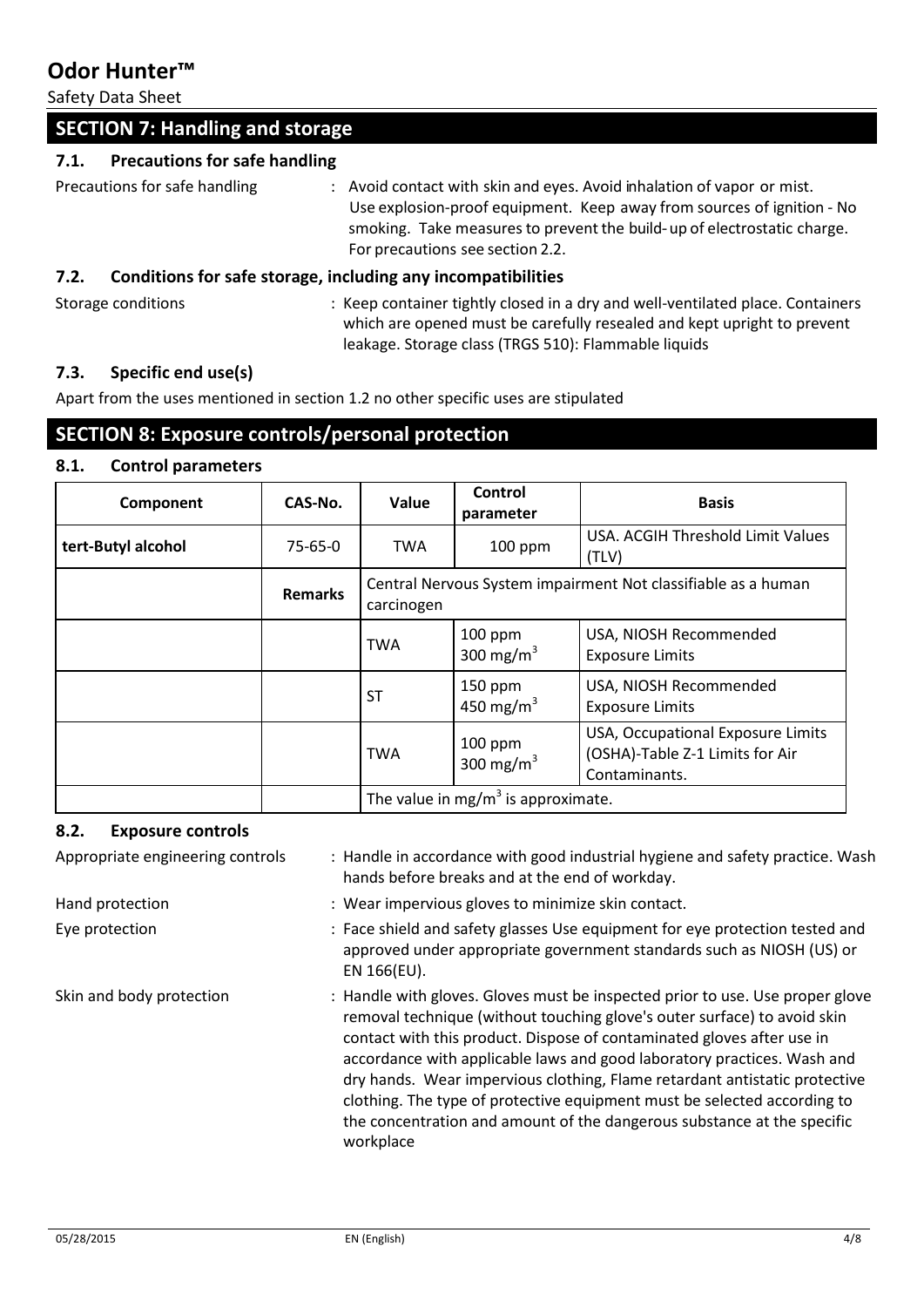## SECTION 7: Handling and storage

### 7.1. Precautions for safe handling

Precautions for safe handling : Avoid contact with skin and eyes. Avoid inhalation of vapor or mist. Use explosion-proof equipment. Keep away from sources of ignition - No smoking. Take measures to prevent the build-up of electrostatic charge. For precautions see section 2.2.

### 7.2. Conditions for safe storage, including any incompatibilities

Storage conditions : Keep container tightly closed in a dry and well-ventilated place. Containers which are opened must be carefully resealed and kept upright to prevent leakage. Storage class (TRGS 510): Flammable liquids

### 7.3. Specific end use(s)

Apart from the uses mentioned in section 1.2 no other specific uses are stipulated

## SECTION 8: Exposure controls/personal protection

### 8.1. Control parameters

| Component | CAS-No. | Value | Control parameter | Basis |
|---|---|---|---|---|
| **tert-Butyl alcohol** | 75-65-0 | TWA | 100 ppm | USA. ACGIH Threshold Limit Values (TLV) |
| | **Remarks** | Central Nervous System impairment Not classifiable as a human carcinogen | | |
| | | TWA | 100 ppm 300 mg/m$^3$ | USA, NIOSH Recommended Exposure Limits |
| | | ST | 150 ppm 450 mg/m$^3$ | USA, NIOSH Recommended Exposure Limits |
| | | TWA | 100 ppm 300 mg/m$^3$ | USA, Occupational Exposure Limits (OSHA)-Table Z-1 Limits for Air Contaminants. |
| | | The value in mg/m$^3$ is approximate. | | |

### 8.2. Exposure controls

Appropriate engineering controls : Handle in accordance with good industrial hygiene and safety practice. Wash hands before breaks and at the end of workday.

Hand protection : Wear impervious gloves to minimize skin contact.

Eye protection : Face shield and safety glasses Use equipment for eye protection tested and approved under appropriate government standards such as NIOSH (US) or EN 166(EU).

Skin and body protection : Handle with gloves. Gloves must be inspected prior to use. Use proper glove removal technique (without touching glove's outer surface) to avoid skin contact with this product. Dispose of contaminated gloves after use in accordance with applicable laws and good laboratory practices. Wash and dry hands. Wear impervious clothing, Flame retardant antistatic protective clothing. The type of protective equipment must be selected according to the concentration and amount of the dangerous substance at the specific workplace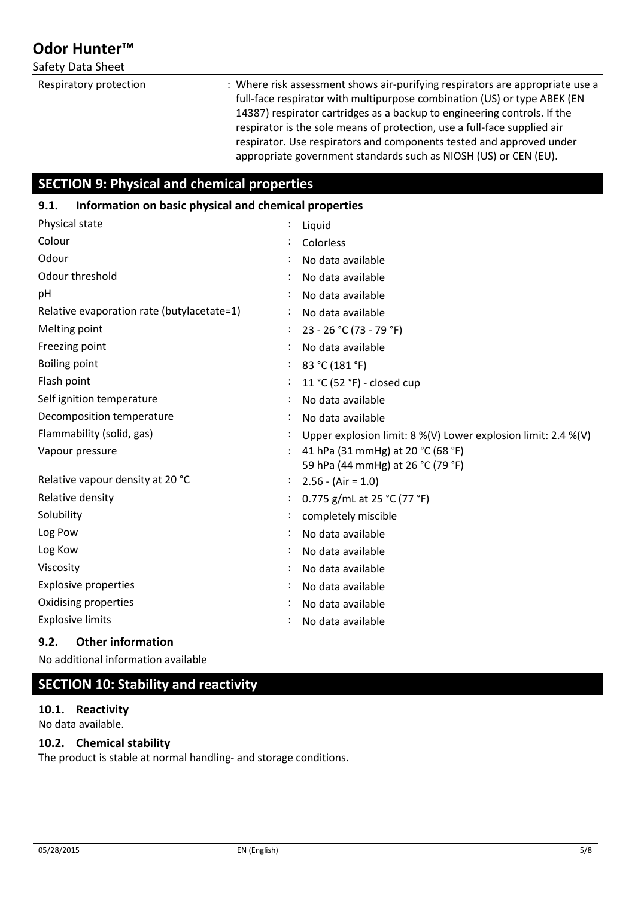| | |
|---|---|
| Respiratory protection | : Where risk assessment shows air-purifying respirators are appropriate use a full-face respirator with multipurpose combination (US) or type ABEK (EN 14387) respirator cartridges as a backup to engineering controls. If the respirator is the sole means of protection, use a full-face supplied air respirator. Use respirators and components tested and approved under appropriate government standards such as NIOSH (US) or CEN (EU). |

## SECTION 9: Physical and chemical properties

### 9.1. Information on basic physical and chemical properties

| | |
|---|---|
| Physical state | : Liquid |
| Colour | : Colorless |
| Odour | : No data available |
| Odour threshold | : No data available |
| pH | : No data available |
| Relative evaporation rate (butylacetate=1) | : No data available |
| Melting point | : 23 - 26 °C (73 - 79 °F) |
| Freezing point | : No data available |
| Boiling point | : 83 °C (181 °F) |
| Flash point | : 11 °C (52 °F) - closed cup |
| Self ignition temperature | : No data available |
| Decomposition temperature | : No data available |
| Flammability (solid, gas) | : Upper explosion limit: 8 %(V) Lower explosion limit: 2.4 %(V) |
| Vapour pressure | : 41 hPa (31 mmHg) at 20 °C (68 °F)<br>59 hPa (44 mmHg) at 26 °C (79 °F) |
| Relative vapour density at 20 °C | : 2.56 - (Air = 1.0) |
| Relative density | : 0.775 g/mL at 25 °C (77 °F) |
| Solubility | : completely miscible |
| Log Pow | : No data available |
| Log Kow | : No data available |
| Viscosity | : No data available |
| Explosive properties | : No data available |
| Oxidising properties | : No data available |
| Explosive limits | : No data available |

### 9.2. Other information

No additional information available

## SECTION 10: Stability and reactivity

### 10.1. Reactivity

No data available.

### 10.2. Chemical stability

The product is stable at normal handling- and storage conditions.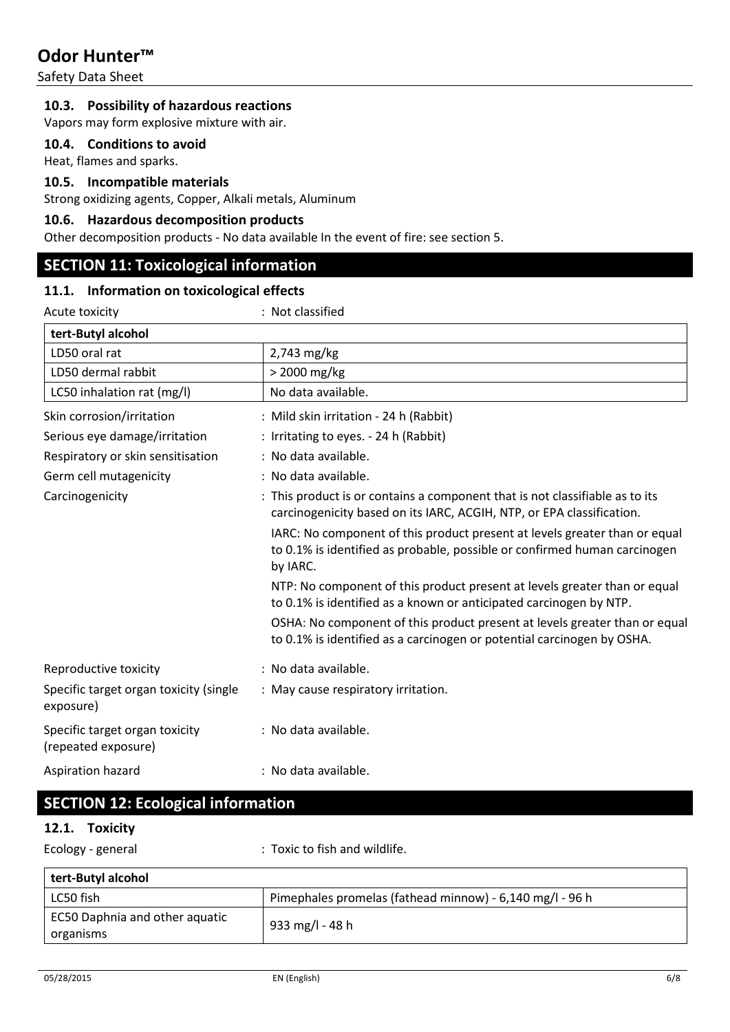### 10.3. Possibility of hazardous reactions

Vapors may form explosive mixture with air.

### 10.4. Conditions to avoid

Heat, flames and sparks.

### 10.5. Incompatible materials

Strong oxidizing agents, Copper, Alkali metals, Aluminum

### 10.6. Hazardous decomposition products

Other decomposition products - No data available In the event of fire: see section 5.

## SECTION 11: Toxicological information

### 11.1. Information on toxicological effects

Acute toxicity : Not classified

| tert-Butyl alcohol | |
|---|---|
| LD50 oral rat | 2,743 mg/kg |
| LD50 dermal rabbit | > 2000 mg/kg |
| LC50 inhalation rat (mg/l) | No data available. |

Skin corrosion/irritation : Mild skin irritation - 24 h (Rabbit)

Serious eye damage/irritation : Irritating to eyes. - 24 h (Rabbit)

Respiratory or skin sensitisation : No data available.

Germ cell mutagenicity : No data available.

Carcinogenicity : This product is or contains a component that is not classifiable as to its carcinogenicity based on its IARC, ACGIH, NTP, or EPA classification.

IARC: No component of this product present at levels greater than or equal to 0.1% is identified as probable, possible or confirmed human carcinogen by IARC.

NTP: No component of this product present at levels greater than or equal to 0.1% is identified as a known or anticipated carcinogen by NTP.

OSHA: No component of this product present at levels greater than or equal to 0.1% is identified as a carcinogen or potential carcinogen by OSHA.

Reproductive toxicity : No data available.

Specific target organ toxicity (single exposure) : May cause respiratory irritation.

Specific target organ toxicity (repeated exposure) : No data available.

Aspiration hazard : No data available.

## SECTION 12: Ecological information

### 12.1. Toxicity

Ecology - general : Toxic to fish and wildlife.

| tert-Butyl alcohol | |
|---|---|
| LC50 fish | Pimephales promelas (fathead minnow) - 6,140 mg/l - 96 h |
| EC50 Daphnia and other aquatic organisms | 933 mg/l - 48 h |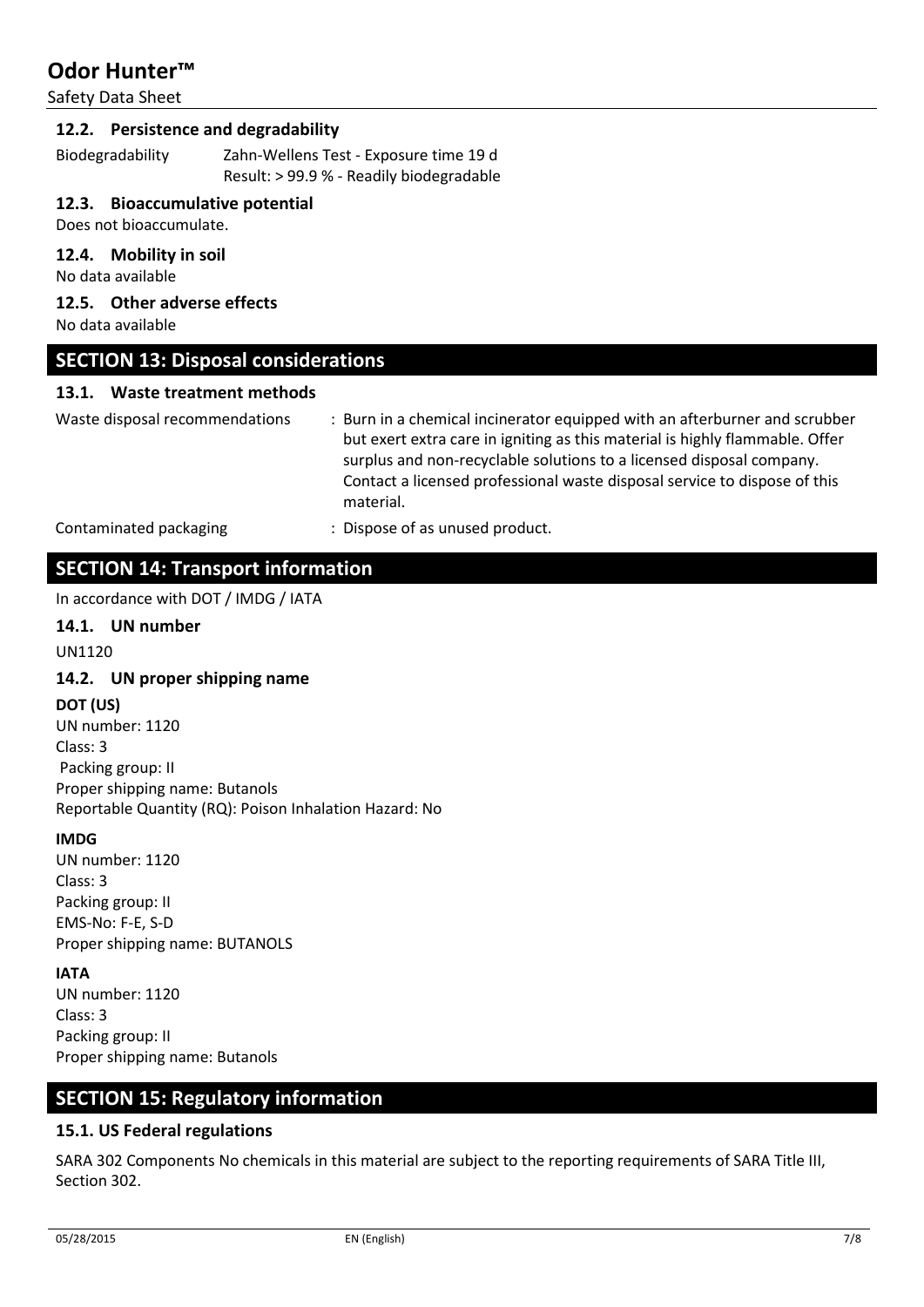### 12.2. Persistence and degradability

| | |
|---|---|
| Biodegradability | Zahn-Wellens Test - Exposure time 19 d<br>Result: > 99.9 % - Readily biodegradable |

### 12.3. Bioaccumulative potential

Does not bioaccumulate.

### 12.4. Mobility in soil

No data available

### 12.5. Other adverse effects

No data available

## SECTION 13: Disposal considerations

### 13.1. Waste treatment methods

| | |
|---|---|
| Waste disposal recommendations | : Burn in a chemical incinerator equipped with an afterburner and scrubber but exert extra care in igniting as this material is highly flammable. Offer surplus and non-recyclable solutions to a licensed disposal company. Contact a licensed professional waste disposal service to dispose of this material. |
| Contaminated packaging | : Dispose of as unused product. |

## SECTION 14: Transport information

In accordance with DOT / IMDG / IATA

### 14.1. UN number

UN1120

### 14.2. UN proper shipping name

**DOT (US)**

UN number: 1120
Class: 3
Packing group: II
Proper shipping name: Butanols
Reportable Quantity (RQ): Poison Inhalation Hazard: No

**IMDG**

UN number: 1120
Class: 3
Packing group: II
EMS-No: F-E, S-D
Proper shipping name: BUTANOLS

**IATA**

UN number: 1120
Class: 3
Packing group: II
Proper shipping name: Butanols

## SECTION 15: Regulatory information

### 15.1. US Federal regulations

SARA 302 Components No chemicals in this material are subject to the reporting requirements of SARA Title III, Section 302.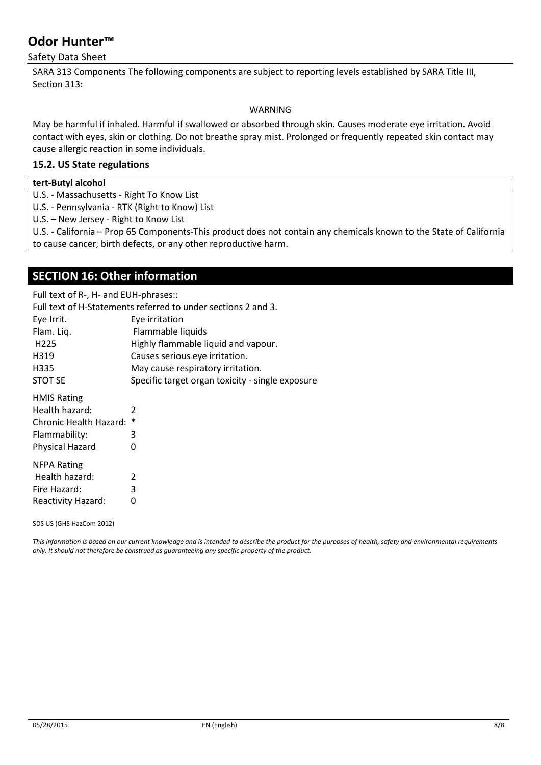SARA 313 Components The following components are subject to reporting levels established by SARA Title III, Section 313:

WARNING

May be harmful if inhaled. Harmful if swallowed or absorbed through skin. Causes moderate eye irritation. Avoid contact with eyes, skin or clothing. Do not breathe spray mist. Prolonged or frequently repeated skin contact may cause allergic reaction in some individuals.

### 15.2. US State regulations

| **tert-Butyl alcohol** |
|---|
| U.S. - Massachusetts - Right To Know List |
| U.S. - Pennsylvania - RTK (Right to Know) List |
| U.S. – New Jersey - Right to Know List |
| U.S. - California – Prop 65 Components-This product does not contain any chemicals known to the State of California to cause cancer, birth defects, or any other reproductive harm. |

## SECTION 16: Other information

Full text of R-, H- and EUH-phrases::

Full text of H-Statements referred to under sections 2 and 3.

| | |
|---|---|
| Eye Irrit. | Eye irritation |
| Flam. Liq. | Flammable liquids |
| H225 | Highly flammable liquid and vapour. |
| H319 | Causes serious eye irritation. |
| H335 | May cause respiratory irritation. |
| STOT SE | Specific target organ toxicity - single exposure |

HMIS Rating

| | |
|---|---|
| Health hazard: | 2 |
| Chronic Health Hazard: | * |
| Flammability: | 3 |
| Physical Hazard | 0 |

NFPA Rating

| | |
|---|---|
| Health hazard: | 2 |
| Fire Hazard: | 3 |
| Reactivity Hazard: | 0 |

SDS US (GHS HazCom 2012)

*This information is based on our current knowledge and is intended to describe the product for the purposes of health, safety and environmental requirements only. It should not therefore be construed as guaranteeing any specific property of the product.*